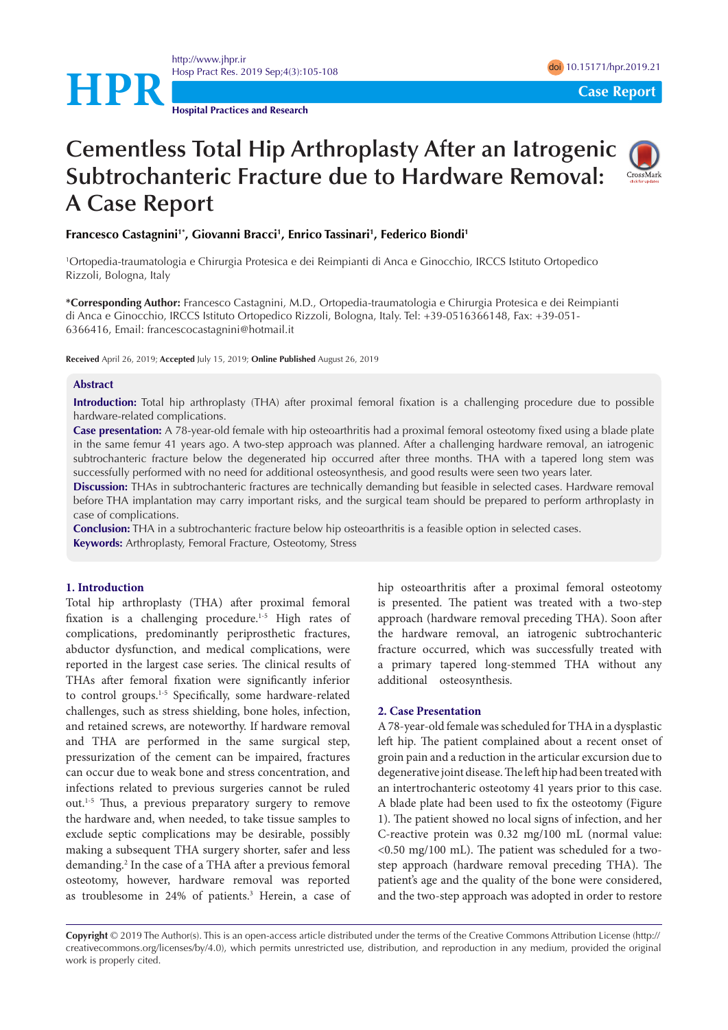# Cementless Total Hip Arthroplasty After an Iatrogenic Subtrochanteric Fracture due to Hardware Removal: A Case Report

**Francesco Castagnini[1*], Giovanni Bracci[1], Enrico Tassinari[1], Federico Biondi[1]**

[1]Ortopedia-traumatologia e Chirurgia Protesica e dei Reimpianti di Anca e Ginocchio, IRCCS Istituto Ortopedico Rizzoli, Bologna, Italy

***Corresponding Author:** Francesco Castagnini, M.D., Ortopedia-traumatologia e Chirurgia Protesica e dei Reimpianti di Anca e Ginocchio, IRCCS Istituto Ortopedico Rizzoli, Bologna, Italy. Tel: +39-0516366148, Fax: +39-051-6366416, Email: francescocastagnini@hotmail.it

**Received** April 26, 2019; **Accepted** July 15, 2019; **Online Published** August 26, 2019

## Abstract

**Introduction:** Total hip arthroplasty (THA) after proximal femoral fixation is a challenging procedure due to possible hardware-related complications.

**Case presentation:** A 78-year-old female with hip osteoarthritis had a proximal femoral osteotomy fixed using a blade plate in the same femur 41 years ago. A two-step approach was planned. After a challenging hardware removal, an iatrogenic subtrochanteric fracture below the degenerated hip occurred after three months. THA with a tapered long stem was successfully performed with no need for additional osteosynthesis, and good results were seen two years later.

**Discussion:** THAs in subtrochanteric fractures are technically demanding but feasible in selected cases. Hardware removal before THA implantation may carry important risks, and the surgical team should be prepared to perform arthroplasty in case of complications.

**Conclusion:** THA in a subtrochanteric fracture below hip osteoarthritis is a feasible option in selected cases.

**Keywords:** Arthroplasty, Femoral Fracture, Osteotomy, Stress

## 1. Introduction

Total hip arthroplasty (THA) after proximal femoral fixation is a challenging procedure.[1-5] High rates of complications, predominantly periprosthetic fractures, abductor dysfunction, and medical complications, were reported in the largest case series. The clinical results of THAs after femoral fixation were significantly inferior to control groups.[1-5] Specifically, some hardware-related challenges, such as stress shielding, bone holes, infection, and retained screws, are noteworthy. If hardware removal and THA are performed in the same surgical step, pressurization of the cement can be impaired, fractures can occur due to weak bone and stress concentration, and infections related to previous surgeries cannot be ruled out.[1-5] Thus, a previous preparatory surgery to remove the hardware and, when needed, to take tissue samples to exclude septic complications may be desirable, possibly making a subsequent THA surgery shorter, safer and less demanding.[2] In the case of a THA after a previous femoral osteotomy, however, hardware removal was reported as troublesome in 24% of patients.[3] Herein, a case of hip osteoarthritis after a proximal femoral osteotomy is presented. The patient was treated with a two-step approach (hardware removal preceding THA). Soon after the hardware removal, an iatrogenic subtrochanteric fracture occurred, which was successfully treated with a primary tapered long-stemmed THA without any additional osteosynthesis.

## 2. Case Presentation

A 78-year-old female was scheduled for THA in a dysplastic left hip. The patient complained about a recent onset of groin pain and a reduction in the articular excursion due to degenerative joint disease. The left hip had been treated with an intertrochanteric osteotomy 41 years prior to this case. A blade plate had been used to fix the osteotomy (Figure 1). The patient showed no local signs of infection, and her C-reactive protein was 0.32 mg/100 mL (normal value: <0.50 mg/100 mL). The patient was scheduled for a two-step approach (hardware removal preceding THA). The patient's age and the quality of the bone were considered, and the two-step approach was adopted in order to restore

**Copyright** © 2019 The Author(s). This is an open-access article distributed under the terms of the Creative Commons Attribution License (http://creativecommons.org/licenses/by/4.0), which permits unrestricted use, distribution, and reproduction in any medium, provided the original work is properly cited.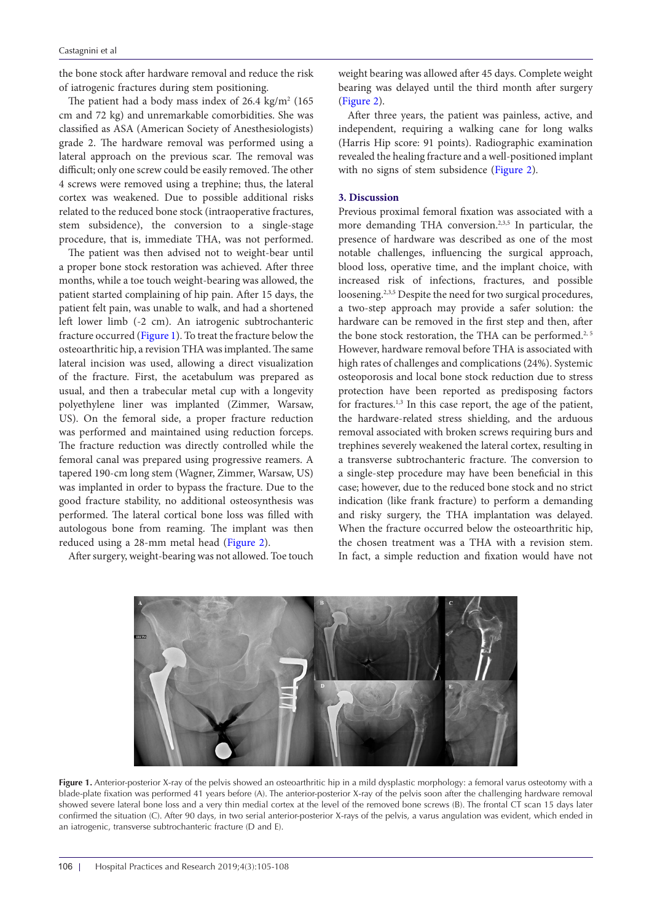the bone stock after hardware removal and reduce the risk of iatrogenic fractures during stem positioning.

The patient had a body mass index of 26.4 kg/m$^2$ (165 cm and 72 kg) and unremarkable comorbidities. She was classified as ASA (American Society of Anesthesiologists) grade 2. The hardware removal was performed using a lateral approach on the previous scar. The removal was difficult; only one screw could be easily removed. The other 4 screws were removed using a trephine; thus, the lateral cortex was weakened. Due to possible additional risks related to the reduced bone stock (intraoperative fractures, stem subsidence), the conversion to a single-stage procedure, that is, immediate THA, was not performed.

The patient was then advised not to weight-bear until a proper bone stock restoration was achieved. After three months, while a toe touch weight-bearing was allowed, the patient started complaining of hip pain. After 15 days, the patient felt pain, was unable to walk, and had a shortened left lower limb (-2 cm). An iatrogenic subtrochanteric fracture occurred (Figure 1). To treat the fracture below the osteoarthritic hip, a revision THA was implanted. The same lateral incision was used, allowing a direct visualization of the fracture. First, the acetabulum was prepared as usual, and then a trabecular metal cup with a longevity polyethylene liner was implanted (Zimmer, Warsaw, US). On the femoral side, a proper fracture reduction was performed and maintained using reduction forceps. The fracture reduction was directly controlled while the femoral canal was prepared using progressive reamers. A tapered 190-cm long stem (Wagner, Zimmer, Warsaw, US) was implanted in order to bypass the fracture. Due to the good fracture stability, no additional osteosynthesis was performed. The lateral cortical bone loss was filled with autologous bone from reaming. The implant was then reduced using a 28-mm metal head (Figure 2).

After surgery, weight-bearing was not allowed. Toe touch weight bearing was allowed after 45 days. Complete weight bearing was delayed until the third month after surgery (Figure 2).

After three years, the patient was painless, active, and independent, requiring a walking cane for long walks (Harris Hip score: 91 points). Radiographic examination revealed the healing fracture and a well-positioned implant with no signs of stem subsidence (Figure 2).

## 3. Discussion

Previous proximal femoral fixation was associated with a more demanding THA conversion.[2,3,5] In particular, the presence of hardware was described as one of the most notable challenges, influencing the surgical approach, blood loss, operative time, and the implant choice, with increased risk of infections, fractures, and possible loosening.[2,3,5] Despite the need for two surgical procedures, a two-step approach may provide a safer solution: the hardware can be removed in the first step and then, after the bone stock restoration, the THA can be performed.[2,5] However, hardware removal before THA is associated with high rates of challenges and complications (24%). Systemic osteoporosis and local bone stock reduction due to stress protection have been reported as predisposing factors for fractures.[1,3] In this case report, the age of the patient, the hardware-related stress shielding, and the arduous removal associated with broken screws requiring burs and trephines severely weakened the lateral cortex, resulting in a transverse subtrochanteric fracture. The conversion to a single-step procedure may have been beneficial in this case; however, due to the reduced bone stock and no strict indication (like frank fracture) to perform a demanding and risky surgery, the THA implantation was delayed. When the fracture occurred below the osteoarthritic hip, the chosen treatment was a THA with a revision stem. In fact, a simple reduction and fixation would have not

**Figure 1.** Anterior-posterior X-ray of the pelvis showed an osteoarthritic hip in a mild dysplastic morphology: a femoral varus osteotomy with a blade-plate fixation was performed 41 years before (A). The anterior-posterior X-ray of the pelvis soon after the challenging hardware removal showed severe lateral bone loss and a very thin medial cortex at the level of the removed bone screws (B). The frontal CT scan 15 days later confirmed the situation (C). After 90 days, in two serial anterior-posterior X-rays of the pelvis, a varus angulation was evident, which ended in an iatrogenic, transverse subtrochanteric fracture (D and E).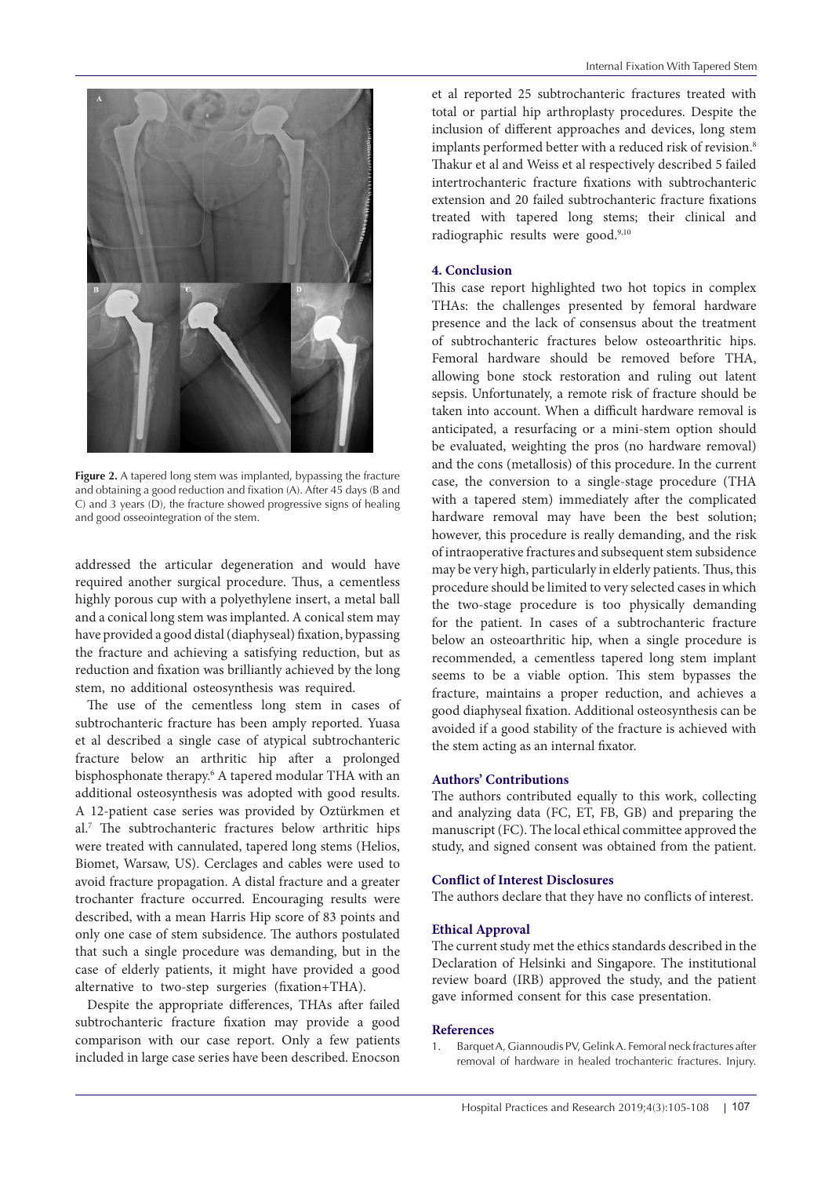Figure 2. A tapered long stem was implanted, bypassing the fracture and obtaining a good reduction and fixation (A). After 45 days (B and C) and 3 years (D), the fracture showed progressive signs of healing and good osseointegration of the stem.

addressed the articular degeneration and would have required another surgical procedure. Thus, a cementless highly porous cup with a polyethylene insert, a metal ball and a conical long stem was implanted. A conical stem may have provided a good distal (diaphyseal) fixation, bypassing the fracture and achieving a satisfying reduction, but as reduction and fixation was brilliantly achieved by the long stem, no additional osteosynthesis was required.

The use of the cementless long stem in cases of subtrochanteric fracture has been amply reported. Yuasa et al described a single case of atypical subtrochanteric fracture below an arthritic hip after a prolonged bisphosphonate therapy.[6] A tapered modular THA with an additional osteosynthesis was adopted with good results. A 12-patient case series was provided by Oztürkmen et al.[7] The subtrochanteric fractures below arthritic hips were treated with cannulated, tapered long stems (Helios, Biomet, Warsaw, US). Cerclages and cables were used to avoid fracture propagation. A distal fracture and a greater trochanter fracture occurred. Encouraging results were described, with a mean Harris Hip score of 83 points and only one case of stem subsidence. The authors postulated that such a single procedure was demanding, but in the case of elderly patients, it might have provided a good alternative to two-step surgeries (fixation+THA).

Despite the appropriate differences, THAs after failed subtrochanteric fracture fixation may provide a good comparison with our case report. Only a few patients included in large case series have been described. Enocson et al reported 25 subtrochanteric fractures treated with total or partial hip arthroplasty procedures. Despite the inclusion of different approaches and devices, long stem implants performed better with a reduced risk of revision.[8] Thakur et al and Weiss et al respectively described 5 failed intertrochanteric fracture fixations with subtrochanteric extension and 20 failed subtrochanteric fracture fixations treated with tapered long stems; their clinical and radiographic results were good.[9,10]

## 4. Conclusion

This case report highlighted two hot topics in complex THAs: the challenges presented by femoral hardware presence and the lack of consensus about the treatment of subtrochanteric fractures below osteoarthritic hips. Femoral hardware should be removed before THA, allowing bone stock restoration and ruling out latent sepsis. Unfortunately, a remote risk of fracture should be taken into account. When a difficult hardware removal is anticipated, a resurfacing or a mini-stem option should be evaluated, weighting the pros (no hardware removal) and the cons (metallosis) of this procedure. In the current case, the conversion to a single-stage procedure (THA with a tapered stem) immediately after the complicated hardware removal may have been the best solution; however, this procedure is really demanding, and the risk of intraoperative fractures and subsequent stem subsidence may be very high, particularly in elderly patients. Thus, this procedure should be limited to very selected cases in which the two-stage procedure is too physically demanding for the patient. In cases of a subtrochanteric fracture below an osteoarthritic hip, when a single procedure is recommended, a cementless tapered long stem implant seems to be a viable option. This stem bypasses the fracture, maintains a proper reduction, and achieves a good diaphyseal fixation. Additional osteosynthesis can be avoided if a good stability of the fracture is achieved with the stem acting as an internal fixator.

## Authors' Contributions

The authors contributed equally to this work, collecting and analyzing data (FC, ET, FB, GB) and preparing the manuscript (FC). The local ethical committee approved the study, and signed consent was obtained from the patient.

## Conflict of Interest Disclosures

The authors declare that they have no conflicts of interest.

## Ethical Approval

The current study met the ethics standards described in the Declaration of Helsinki and Singapore. The institutional review board (IRB) approved the study, and the patient gave informed consent for this case presentation.

## References

1. Barquet A, Giannoudis PV, Gelink A. Femoral neck fractures after removal of hardware in healed trochanteric fractures. Injury.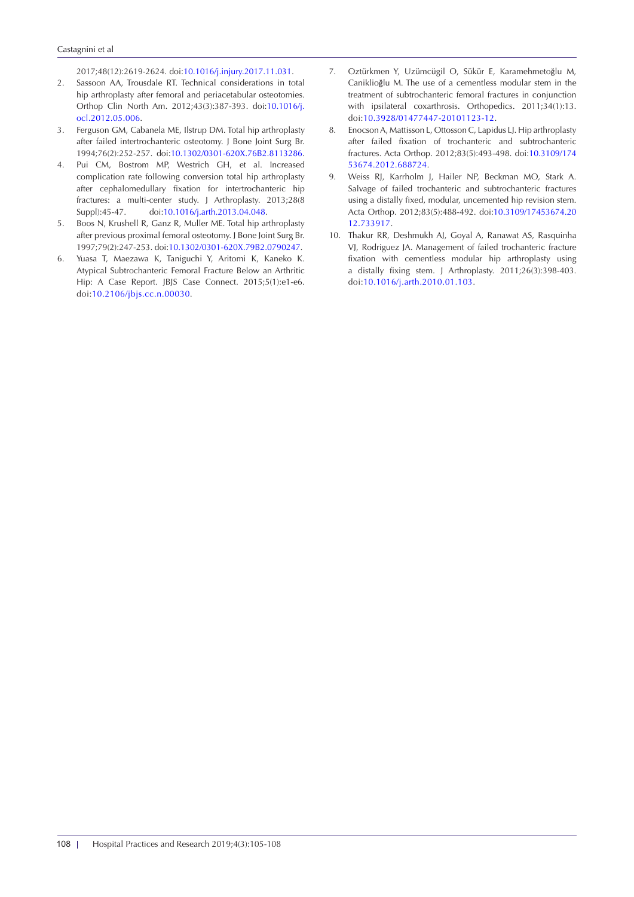2017;48(12):2619-2624. doi:10.1016/j.injury.2017.11.031.

2. Sassoon AA, Trousdale RT. Technical considerations in total hip arthroplasty after femoral and periacetabular osteotomies. Orthop Clin North Am. 2012;43(3):387-393. doi:10.1016/j.ocl.2012.05.006.
3. Ferguson GM, Cabanela ME, Ilstrup DM. Total hip arthroplasty after failed intertrochanteric osteotomy. J Bone Joint Surg Br. 1994;76(2):252-257. doi:10.1302/0301-620X.76B2.8113286.
4. Pui CM, Bostrom MP, Westrich GH, et al. Increased complication rate following conversion total hip arthroplasty after cephalomedullary fixation for intertrochanteric hip fractures: a multi-center study. J Arthroplasty. 2013;28(8 Suppl):45-47. doi:10.1016/j.arth.2013.04.048.
5. Boos N, Krushell R, Ganz R, Muller ME. Total hip arthroplasty after previous proximal femoral osteotomy. J Bone Joint Surg Br. 1997;79(2):247-253. doi:10.1302/0301-620X.79B2.0790247.
6. Yuasa T, Maezawa K, Taniguchi Y, Aritomi K, Kaneko K. Atypical Subtrochanteric Femoral Fracture Below an Arthritic Hip: A Case Report. JBJS Case Connect. 2015;5(1):e1-e6. doi:10.2106/jbjs.cc.n.00030.
7. Oztürkmen Y, Uzümcügil O, Sükür E, Karamehmetoğlu M, Caniklioğlu M. The use of a cementless modular stem in the treatment of subtrochanteric femoral fractures in conjunction with ipsilateral coxarthrosis. Orthopedics. 2011;34(1):13. doi:10.3928/01477447-20101123-12.
8. Enocson A, Mattisson L, Ottosson C, Lapidus LJ. Hip arthroplasty after failed fixation of trochanteric and subtrochanteric fractures. Acta Orthop. 2012;83(5):493-498. doi:10.3109/17453674.2012.688724.
9. Weiss RJ, Karrholm J, Hailer NP, Beckman MO, Stark A. Salvage of failed trochanteric and subtrochanteric fractures using a distally fixed, modular, uncemented hip revision stem. Acta Orthop. 2012;83(5):488-492. doi:10.3109/17453674.2012.733917.
10. Thakur RR, Deshmukh AJ, Goyal A, Ranawat AS, Rasquinha VJ, Rodriguez JA. Management of failed trochanteric fracture fixation with cementless modular hip arthroplasty using a distally fixing stem. J Arthroplasty. 2011;26(3):398-403. doi:10.1016/j.arth.2010.01.103.